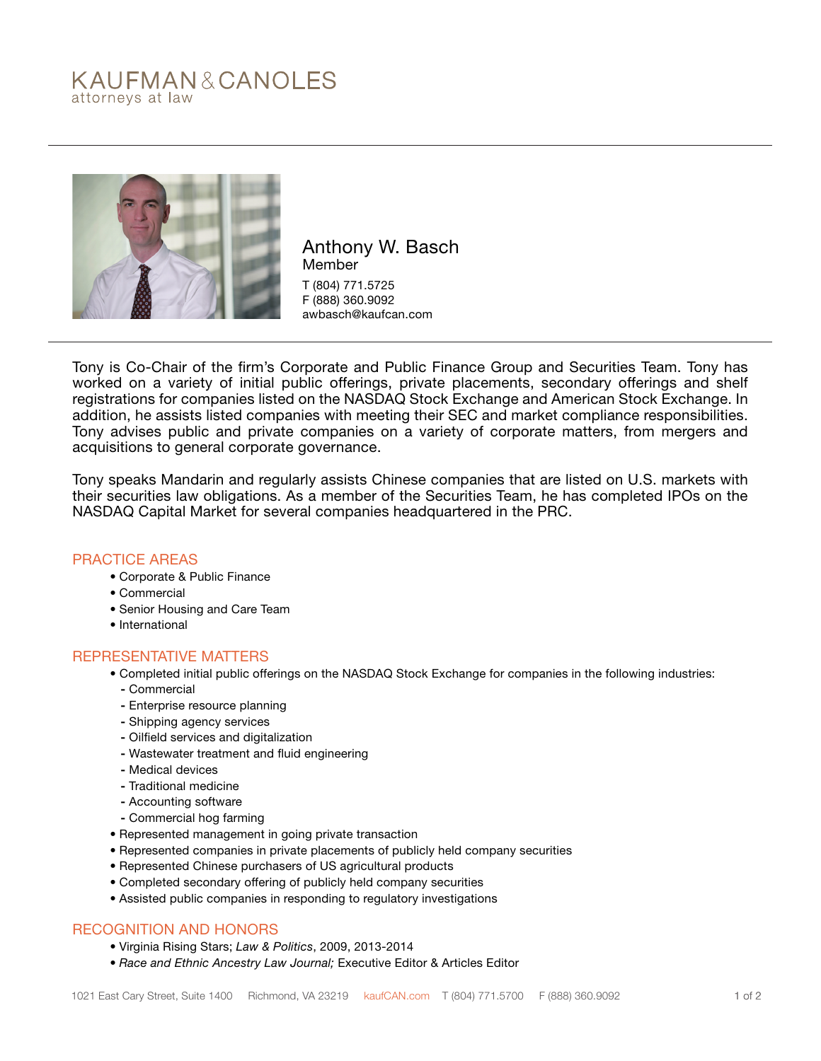KAUFMAN & CANOLES
attorneys at law

# Anthony W. Basch

Member

T (804) 771.5725
F (888) 360.9092
awbasch@kaufcan.com

Tony is Co-Chair of the firm's Corporate and Public Finance Group and Securities Team. Tony has worked on a variety of initial public offerings, private placements, secondary offerings and shelf registrations for companies listed on the NASDAQ Stock Exchange and American Stock Exchange. In addition, he assists listed companies with meeting their SEC and market compliance responsibilities. Tony advises public and private companies on a variety of corporate matters, from mergers and acquisitions to general corporate governance.

Tony speaks Mandarin and regularly assists Chinese companies that are listed on U.S. markets with their securities law obligations. As a member of the Securities Team, he has completed IPOs on the NASDAQ Capital Market for several companies headquartered in the PRC.

## PRACTICE AREAS

- Corporate & Public Finance
- Commercial
- Senior Housing and Care Team
- International

## REPRESENTATIVE MATTERS

- Completed initial public offerings on the NASDAQ Stock Exchange for companies in the following industries:
  - Commercial
  - Enterprise resource planning
  - Shipping agency services
  - Oilfield services and digitalization
  - Wastewater treatment and fluid engineering
  - Medical devices
  - Traditional medicine
  - Accounting software
  - Commercial hog farming
- Represented management in going private transaction
- Represented companies in private placements of publicly held company securities
- Represented Chinese purchasers of US agricultural products
- Completed secondary offering of publicly held company securities
- Assisted public companies in responding to regulatory investigations

## RECOGNITION AND HONORS

- Virginia Rising Stars; *Law & Politics*, 2009, 2013-2014
- *Race and Ethnic Ancestry Law Journal;* Executive Editor & Articles Editor

1021 East Cary Street, Suite 1400 Richmond, VA 23219 kaufCAN.com T (804) 771.5700 F (888) 360.9092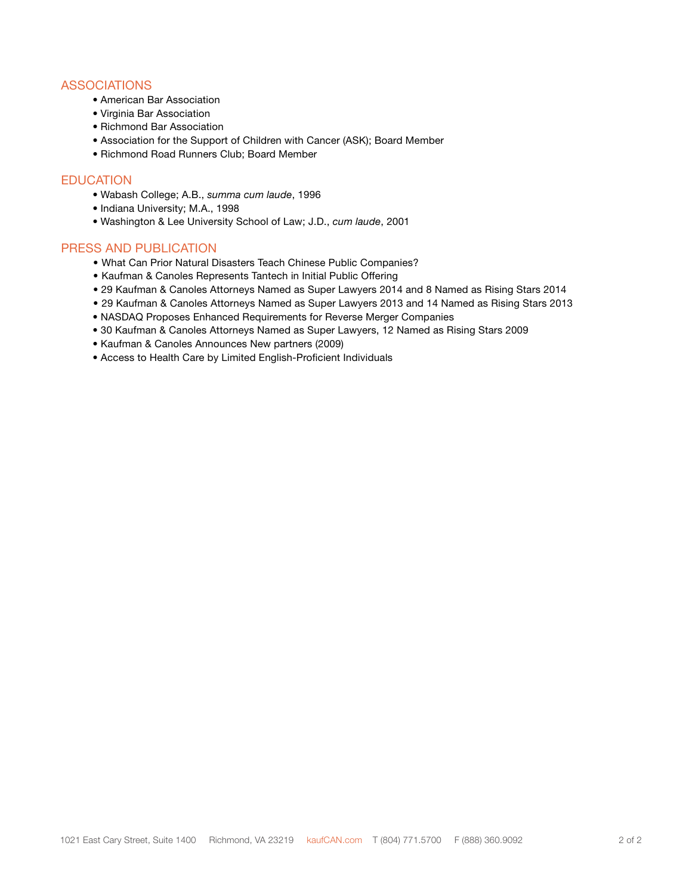## ASSOCIATIONS

- American Bar Association
- Virginia Bar Association
- Richmond Bar Association
- Association for the Support of Children with Cancer (ASK); Board Member
- Richmond Road Runners Club; Board Member

## EDUCATION

- Wabash College; A.B., *summa cum laude*, 1996
- Indiana University; M.A., 1998
- Washington & Lee University School of Law; J.D., *cum laude*, 2001

## PRESS AND PUBLICATION

- What Can Prior Natural Disasters Teach Chinese Public Companies?
- Kaufman & Canoles Represents Tantech in Initial Public Offering
- 29 Kaufman & Canoles Attorneys Named as Super Lawyers 2014 and 8 Named as Rising Stars 2014
- 29 Kaufman & Canoles Attorneys Named as Super Lawyers 2013 and 14 Named as Rising Stars 2013
- NASDAQ Proposes Enhanced Requirements for Reverse Merger Companies
- 30 Kaufman & Canoles Attorneys Named as Super Lawyers, 12 Named as Rising Stars 2009
- Kaufman & Canoles Announces New partners (2009)
- Access to Health Care by Limited English-Proficient Individuals